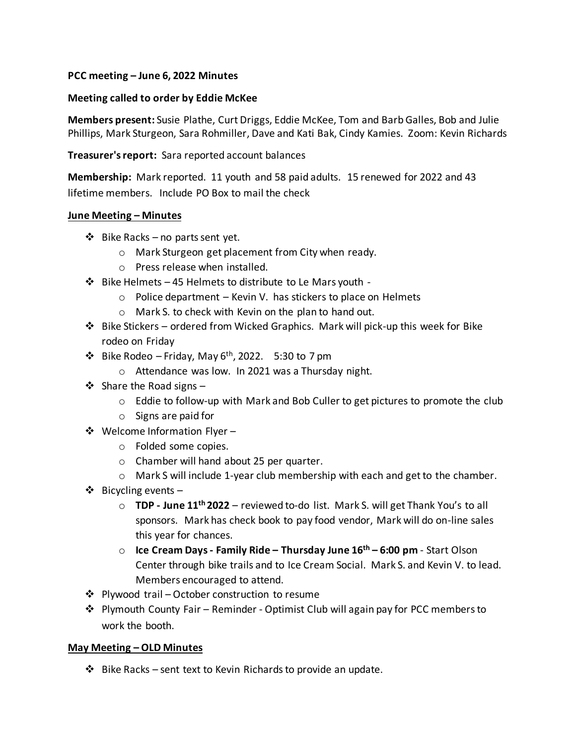**PCC meeting – June 6, 2022 Minutes**

**Meeting called to order by Eddie McKee**

**Members present:** Susie Plathe, Curt Driggs, Eddie McKee, Tom and Barb Galles, Bob and Julie Phillips, Mark Sturgeon, Sara Rohmiller, Dave and Kati Bak, Cindy Kamies. Zoom: Kevin Richards

**Treasurer's report:** Sara reported account balances

**Membership:** Mark reported. 11 youth and 58 paid adults. 15 renewed for 2022 and 43 lifetime members. Include PO Box to mail the check

**June Meeting – Minutes**

- Bike Racks – no parts sent yet.
  - Mark Sturgeon get placement from City when ready.
  - Press release when installed.
- Bike Helmets – 45 Helmets to distribute to Le Mars youth -
  - Police department – Kevin V. has stickers to place on Helmets
  - Mark S. to check with Kevin on the plan to hand out.
- Bike Stickers – ordered from Wicked Graphics. Mark will pick-up this week for Bike rodeo on Friday
- Bike Rodeo – Friday, May 6th, 2022. 5:30 to 7 pm
  - Attendance was low. In 2021 was a Thursday night.
- Share the Road signs –
  - Eddie to follow-up with Mark and Bob Culler to get pictures to promote the club
  - Signs are paid for
- Welcome Information Flyer –
  - Folded some copies.
  - Chamber will hand about 25 per quarter.
  - Mark S will include 1-year club membership with each and get to the chamber.
- Bicycling events –
  - **TDP - June 11th 2022** – reviewed to-do list. Mark S. will get Thank You's to all sponsors. Mark has check book to pay food vendor, Mark will do on-line sales this year for chances.
  - **Ice Cream Days - Family Ride – Thursday June 16th – 6:00 pm** - Start Olson Center through bike trails and to Ice Cream Social. Mark S. and Kevin V. to lead. Members encouraged to attend.
- Plywood trail – October construction to resume
- Plymouth County Fair – Reminder - Optimist Club will again pay for PCC members to work the booth.

**May Meeting – OLD Minutes**

- Bike Racks – sent text to Kevin Richards to provide an update.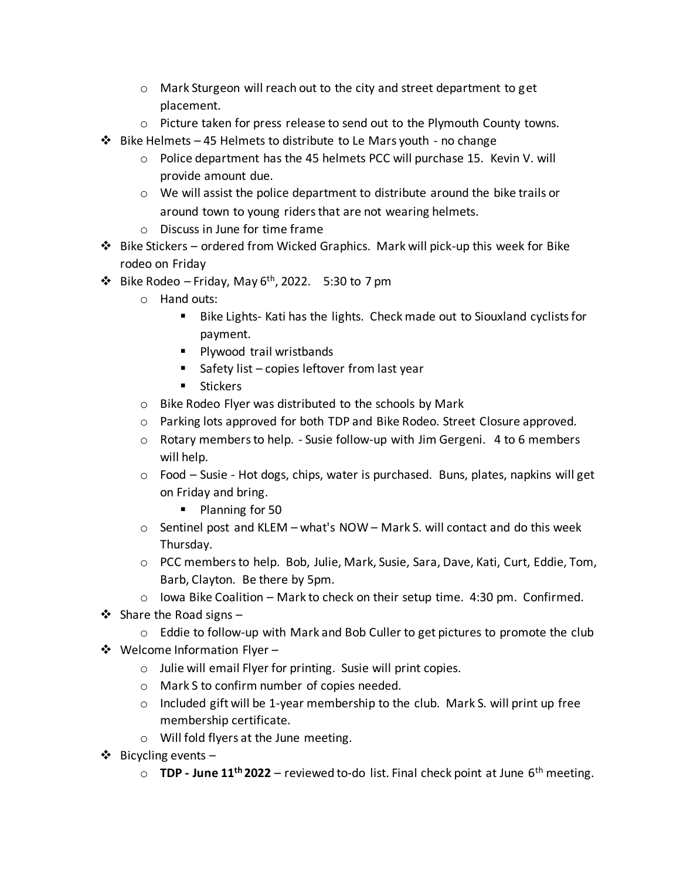- Mark Sturgeon will reach out to the city and street department to get placement.
   - Picture taken for press release to send out to the Plymouth County towns.
- Bike Helmets – 45 Helmets to distribute to Le Mars youth - no change
   - Police department has the 45 helmets PCC will purchase 15. Kevin V. will provide amount due.
   - We will assist the police department to distribute around the bike trails or around town to young riders that are not wearing helmets.
   - Discuss in June for time frame
- Bike Stickers – ordered from Wicked Graphics. Mark will pick-up this week for Bike rodeo on Friday
- Bike Rodeo – Friday, May 6th, 2022. 5:30 to 7 pm
   - Hand outs:
      - Bike Lights- Kati has the lights. Check made out to Siouxland cyclists for payment.
      - Plywood trail wristbands
      - Safety list – copies leftover from last year
      - Stickers
   - Bike Rodeo Flyer was distributed to the schools by Mark
   - Parking lots approved for both TDP and Bike Rodeo. Street Closure approved.
   - Rotary members to help. - Susie follow-up with Jim Gergeni. 4 to 6 members will help.
   - Food – Susie - Hot dogs, chips, water is purchased. Buns, plates, napkins will get on Friday and bring.
      - Planning for 50
   - Sentinel post and KLEM – what's NOW – Mark S. will contact and do this week Thursday.
   - PCC members to help. Bob, Julie, Mark, Susie, Sara, Dave, Kati, Curt, Eddie, Tom, Barb, Clayton. Be there by 5pm.
   - Iowa Bike Coalition – Mark to check on their setup time. 4:30 pm. Confirmed.
- Share the Road signs –
   - Eddie to follow-up with Mark and Bob Culler to get pictures to promote the club
- Welcome Information Flyer –
   - Julie will email Flyer for printing. Susie will print copies.
   - Mark S to confirm number of copies needed.
   - Included gift will be 1-year membership to the club. Mark S. will print up free membership certificate.
   - Will fold flyers at the June meeting.
- Bicycling events –
   - **TDP - June 11th 2022** – reviewed to-do list. Final check point at June 6th meeting.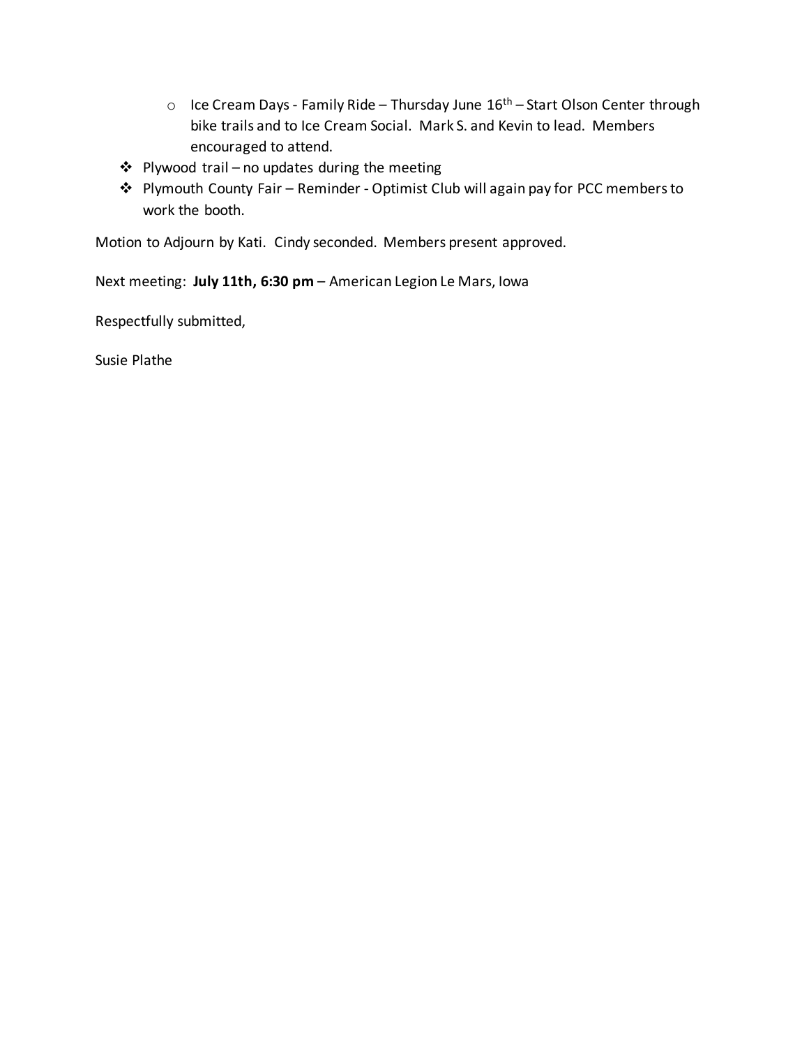- Ice Cream Days - Family Ride – Thursday June 16th – Start Olson Center through bike trails and to Ice Cream Social. Mark S. and Kevin to lead. Members encouraged to attend.
- Plywood trail – no updates during the meeting
- Plymouth County Fair – Reminder - Optimist Club will again pay for PCC members to work the booth.

Motion to Adjourn by Kati. Cindy seconded. Members present approved.

Next meeting: **July 11th, 6:30 pm** – American Legion Le Mars, Iowa

Respectfully submitted,

Susie Plathe